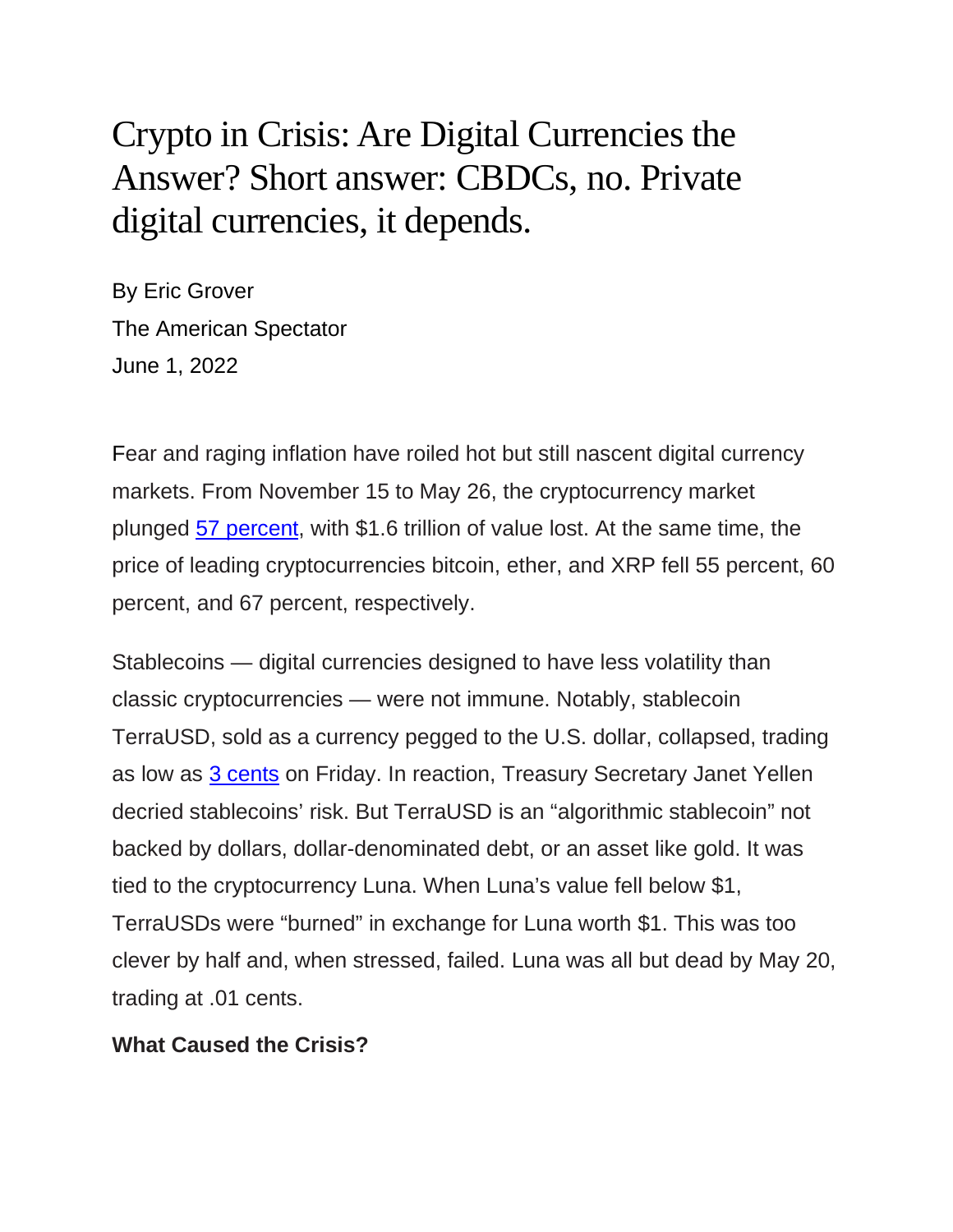# Crypto in Crisis: Are Digital Currencies the Answer? Short answer: CBDCs, no. Private digital currencies, it depends.

By Eric Grover
The American Spectator
June 1, 2022

Fear and raging inflation have roiled hot but still nascent digital currency markets. From November 15 to May 26, the cryptocurrency market plunged [57 percent](), with $1.6 trillion of value lost. At the same time, the price of leading cryptocurrencies bitcoin, ether, and XRP fell 55 percent, 60 percent, and 67 percent, respectively.

Stablecoins — digital currencies designed to have less volatility than classic cryptocurrencies — were not immune. Notably, stablecoin TerraUSD, sold as a currency pegged to the U.S. dollar, collapsed, trading as low as [3 cents]() on Friday. In reaction, Treasury Secretary Janet Yellen decried stablecoins' risk. But TerraUSD is an "algorithmic stablecoin" not backed by dollars, dollar-denominated debt, or an asset like gold. It was tied to the cryptocurrency Luna. When Luna's value fell below $1, TerraUSDs were "burned" in exchange for Luna worth $1. This was too clever by half and, when stressed, failed. Luna was all but dead by May 20, trading at .01 cents.

**What Caused the Crisis?**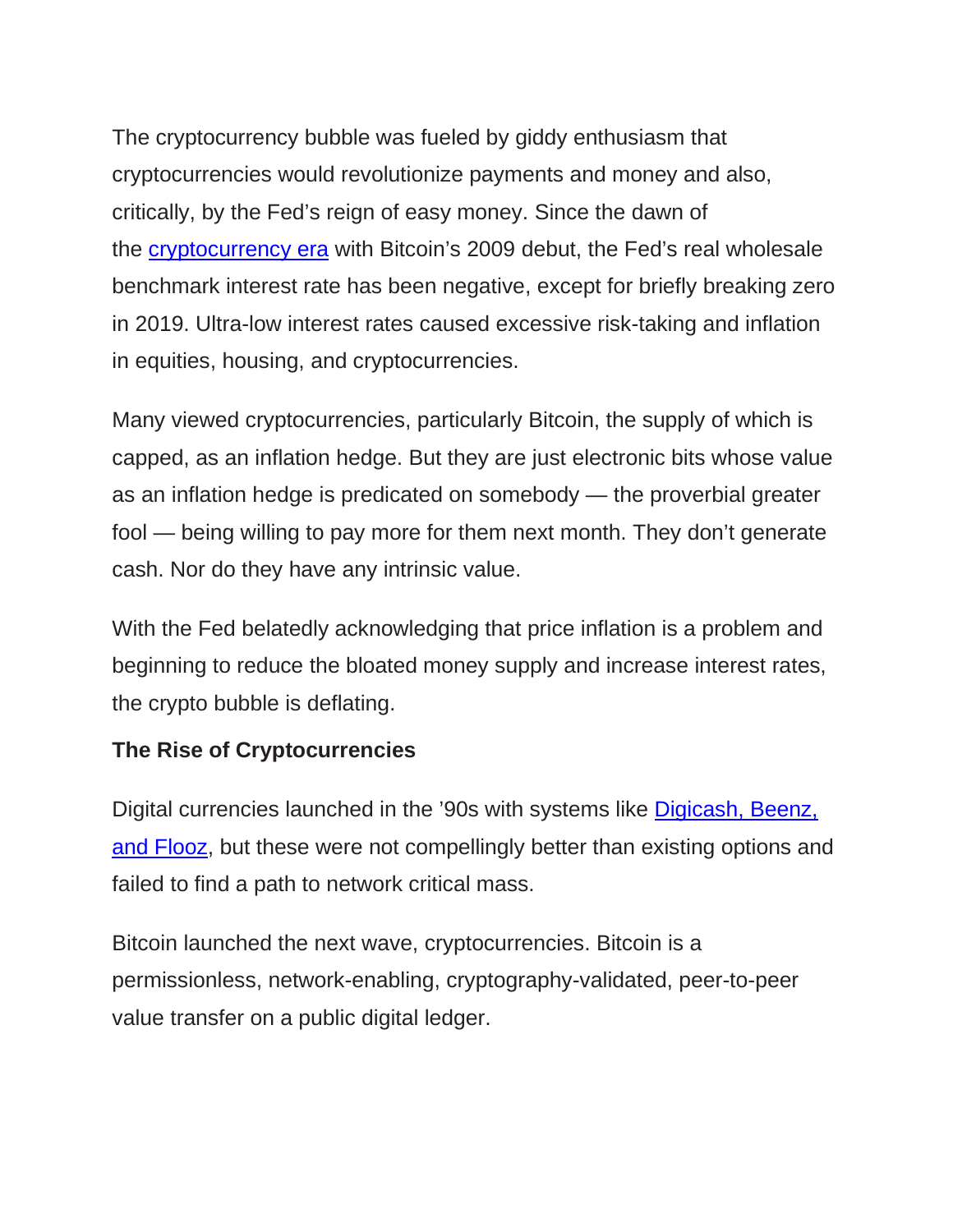The cryptocurrency bubble was fueled by giddy enthusiasm that cryptocurrencies would revolutionize payments and money and also, critically, by the Fed's reign of easy money. Since the dawn of the [cryptocurrency era](#) with Bitcoin's 2009 debut, the Fed's real wholesale benchmark interest rate has been negative, except for briefly breaking zero in 2019. Ultra-low interest rates caused excessive risk-taking and inflation in equities, housing, and cryptocurrencies.

Many viewed cryptocurrencies, particularly Bitcoin, the supply of which is capped, as an inflation hedge. But they are just electronic bits whose value as an inflation hedge is predicated on somebody — the proverbial greater fool — being willing to pay more for them next month. They don't generate cash. Nor do they have any intrinsic value.

With the Fed belatedly acknowledging that price inflation is a problem and beginning to reduce the bloated money supply and increase interest rates, the crypto bubble is deflating.

**The Rise of Cryptocurrencies**

Digital currencies launched in the '90s with systems like [Digicash, Beenz, and Flooz](#), but these were not compellingly better than existing options and failed to find a path to network critical mass.

Bitcoin launched the next wave, cryptocurrencies. Bitcoin is a permissionless, network-enabling, cryptography-validated, peer-to-peer value transfer on a public digital ledger.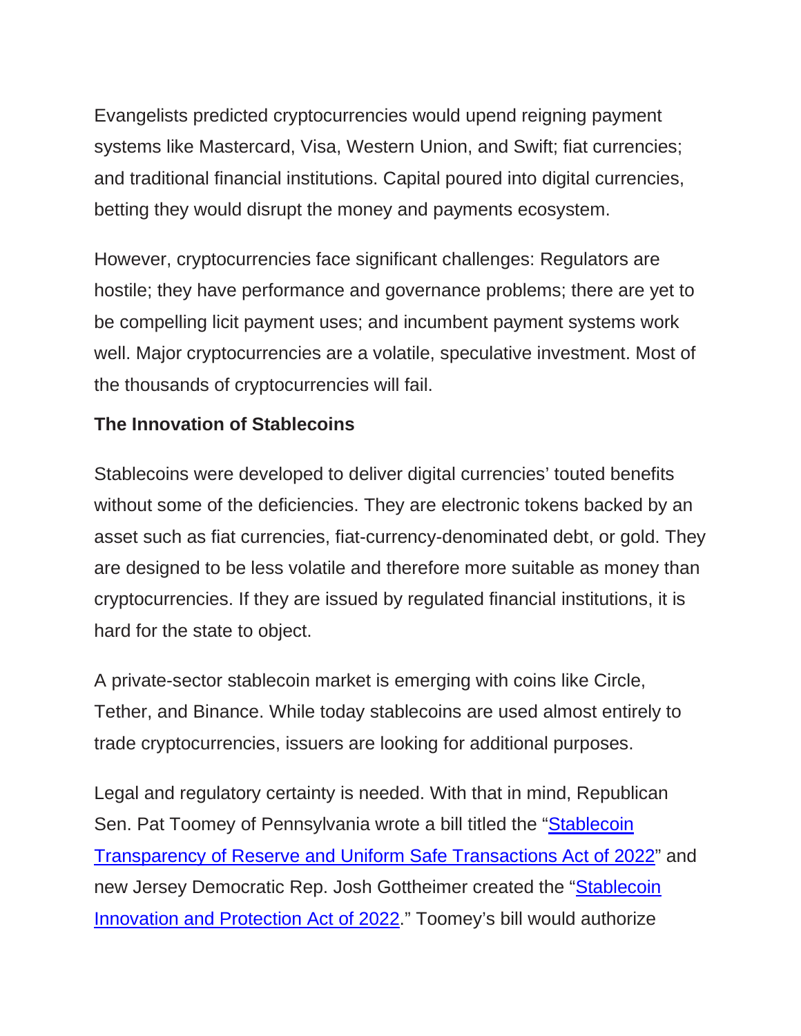Evangelists predicted cryptocurrencies would upend reigning payment systems like Mastercard, Visa, Western Union, and Swift; fiat currencies; and traditional financial institutions. Capital poured into digital currencies, betting they would disrupt the money and payments ecosystem.

However, cryptocurrencies face significant challenges: Regulators are hostile; they have performance and governance problems; there are yet to be compelling licit payment uses; and incumbent payment systems work well. Major cryptocurrencies are a volatile, speculative investment. Most of the thousands of cryptocurrencies will fail.

**The Innovation of Stablecoins**

Stablecoins were developed to deliver digital currencies' touted benefits without some of the deficiencies. They are electronic tokens backed by an asset such as fiat currencies, fiat-currency-denominated debt, or gold. They are designed to be less volatile and therefore more suitable as money than cryptocurrencies. If they are issued by regulated financial institutions, it is hard for the state to object.

A private-sector stablecoin market is emerging with coins like Circle, Tether, and Binance. While today stablecoins are used almost entirely to trade cryptocurrencies, issuers are looking for additional purposes.

Legal and regulatory certainty is needed. With that in mind, Republican Sen. Pat Toomey of Pennsylvania wrote a bill titled the "[Stablecoin Transparency of Reserve and Uniform Safe Transactions Act of 2022]" and new Jersey Democratic Rep. Josh Gottheimer created the "[Stablecoin Innovation and Protection Act of 2022]." Toomey's bill would authorize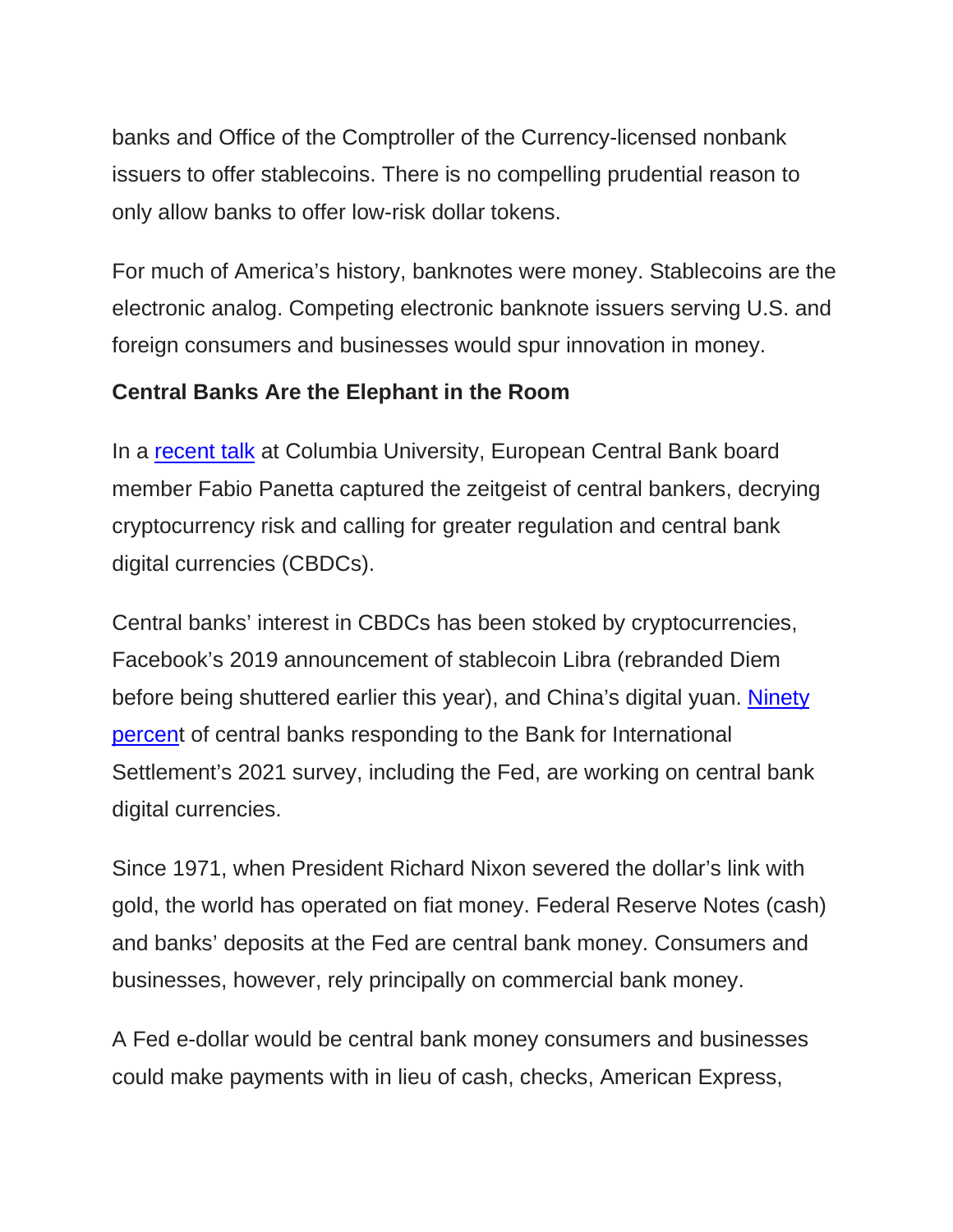banks and Office of the Comptroller of the Currency-licensed nonbank issuers to offer stablecoins. There is no compelling prudential reason to only allow banks to offer low-risk dollar tokens.

For much of America's history, banknotes were money. Stablecoins are the electronic analog. Competing electronic banknote issuers serving U.S. and foreign consumers and businesses would spur innovation in money.

**Central Banks Are the Elephant in the Room**

In a [recent talk] at Columbia University, European Central Bank board member Fabio Panetta captured the zeitgeist of central bankers, decrying cryptocurrency risk and calling for greater regulation and central bank digital currencies (CBDCs).

Central banks' interest in CBDCs has been stoked by cryptocurrencies, Facebook's 2019 announcement of stablecoin Libra (rebranded Diem before being shuttered earlier this year), and China's digital yuan. [Ninety percent] of central banks responding to the Bank for International Settlement's 2021 survey, including the Fed, are working on central bank digital currencies.

Since 1971, when President Richard Nixon severed the dollar's link with gold, the world has operated on fiat money. Federal Reserve Notes (cash) and banks' deposits at the Fed are central bank money. Consumers and businesses, however, rely principally on commercial bank money.

A Fed e-dollar would be central bank money consumers and businesses could make payments with in lieu of cash, checks, American Express,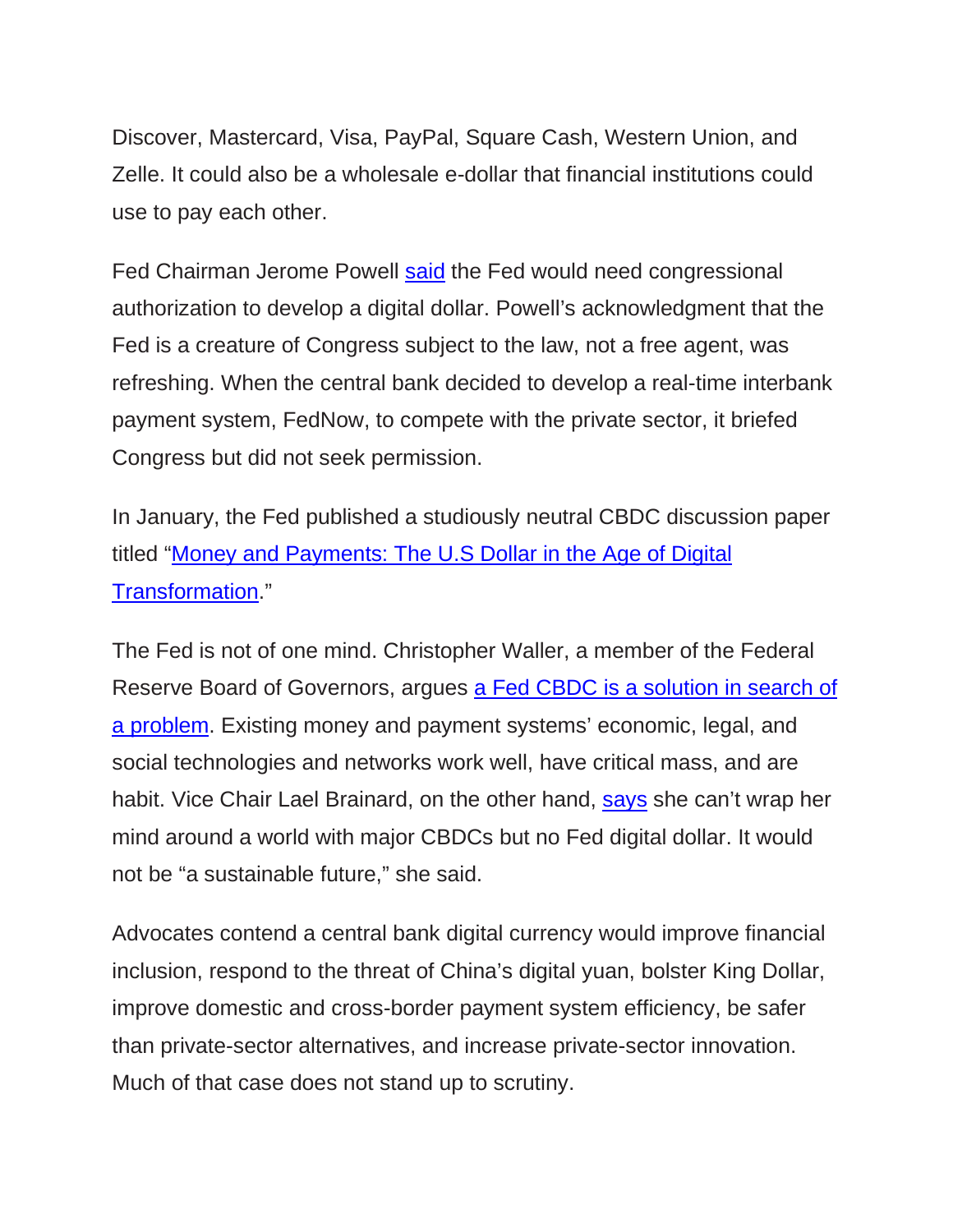Discover, Mastercard, Visa, PayPal, Square Cash, Western Union, and Zelle. It could also be a wholesale e-dollar that financial institutions could use to pay each other.

Fed Chairman Jerome Powell said the Fed would need congressional authorization to develop a digital dollar. Powell's acknowledgment that the Fed is a creature of Congress subject to the law, not a free agent, was refreshing. When the central bank decided to develop a real-time interbank payment system, FedNow, to compete with the private sector, it briefed Congress but did not seek permission.

In January, the Fed published a studiously neutral CBDC discussion paper titled "Money and Payments: The U.S Dollar in the Age of Digital Transformation."

The Fed is not of one mind. Christopher Waller, a member of the Federal Reserve Board of Governors, argues a Fed CBDC is a solution in search of a problem. Existing money and payment systems' economic, legal, and social technologies and networks work well, have critical mass, and are habit. Vice Chair Lael Brainard, on the other hand, says she can't wrap her mind around a world with major CBDCs but no Fed digital dollar. It would not be "a sustainable future," she said.

Advocates contend a central bank digital currency would improve financial inclusion, respond to the threat of China's digital yuan, bolster King Dollar, improve domestic and cross-border payment system efficiency, be safer than private-sector alternatives, and increase private-sector innovation. Much of that case does not stand up to scrutiny.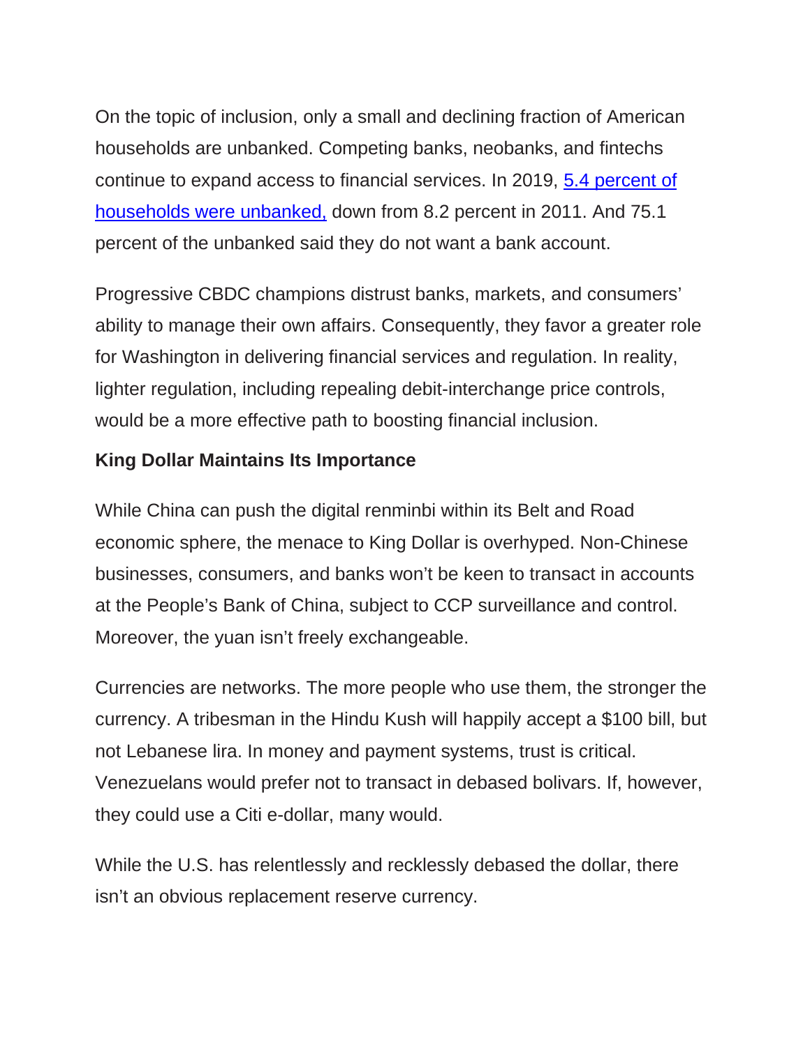On the topic of inclusion, only a small and declining fraction of American households are unbanked. Competing banks, neobanks, and fintechs continue to expand access to financial services. In 2019, 5.4 percent of households were unbanked, down from 8.2 percent in 2011. And 75.1 percent of the unbanked said they do not want a bank account.

Progressive CBDC champions distrust banks, markets, and consumers' ability to manage their own affairs. Consequently, they favor a greater role for Washington in delivering financial services and regulation. In reality, lighter regulation, including repealing debit-interchange price controls, would be a more effective path to boosting financial inclusion.

**King Dollar Maintains Its Importance**

While China can push the digital renminbi within its Belt and Road economic sphere, the menace to King Dollar is overhyped. Non-Chinese businesses, consumers, and banks won't be keen to transact in accounts at the People's Bank of China, subject to CCP surveillance and control. Moreover, the yuan isn't freely exchangeable.

Currencies are networks. The more people who use them, the stronger the currency. A tribesman in the Hindu Kush will happily accept a $100 bill, but not Lebanese lira. In money and payment systems, trust is critical. Venezuelans would prefer not to transact in debased bolivars. If, however, they could use a Citi e-dollar, many would.

While the U.S. has relentlessly and recklessly debased the dollar, there isn't an obvious replacement reserve currency.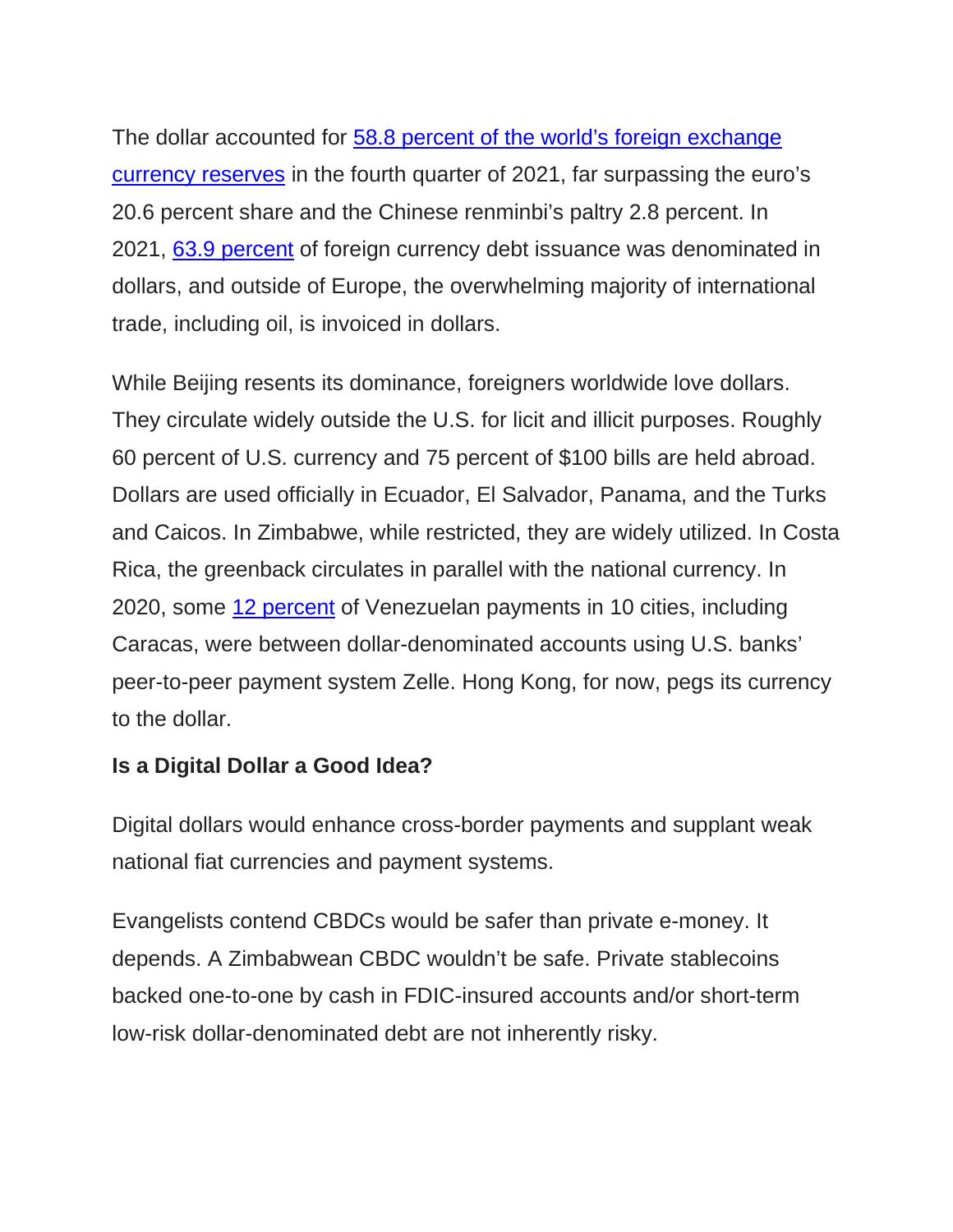The dollar accounted for [58.8 percent of the world's foreign exchange currency reserves] in the fourth quarter of 2021, far surpassing the euro's 20.6 percent share and the Chinese renminbi's paltry 2.8 percent. In 2021, [63.9 percent] of foreign currency debt issuance was denominated in dollars, and outside of Europe, the overwhelming majority of international trade, including oil, is invoiced in dollars.

While Beijing resents its dominance, foreigners worldwide love dollars. They circulate widely outside the U.S. for licit and illicit purposes. Roughly 60 percent of U.S. currency and 75 percent of $100 bills are held abroad. Dollars are used officially in Ecuador, El Salvador, Panama, and the Turks and Caicos. In Zimbabwe, while restricted, they are widely utilized. In Costa Rica, the greenback circulates in parallel with the national currency. In 2020, some [12 percent] of Venezuelan payments in 10 cities, including Caracas, were between dollar-denominated accounts using U.S. banks' peer-to-peer payment system Zelle. Hong Kong, for now, pegs its currency to the dollar.

**Is a Digital Dollar a Good Idea?**

Digital dollars would enhance cross-border payments and supplant weak national fiat currencies and payment systems.

Evangelists contend CBDCs would be safer than private e-money. It depends. A Zimbabwean CBDC wouldn't be safe. Private stablecoins backed one-to-one by cash in FDIC-insured accounts and/or short-term low-risk dollar-denominated debt are not inherently risky.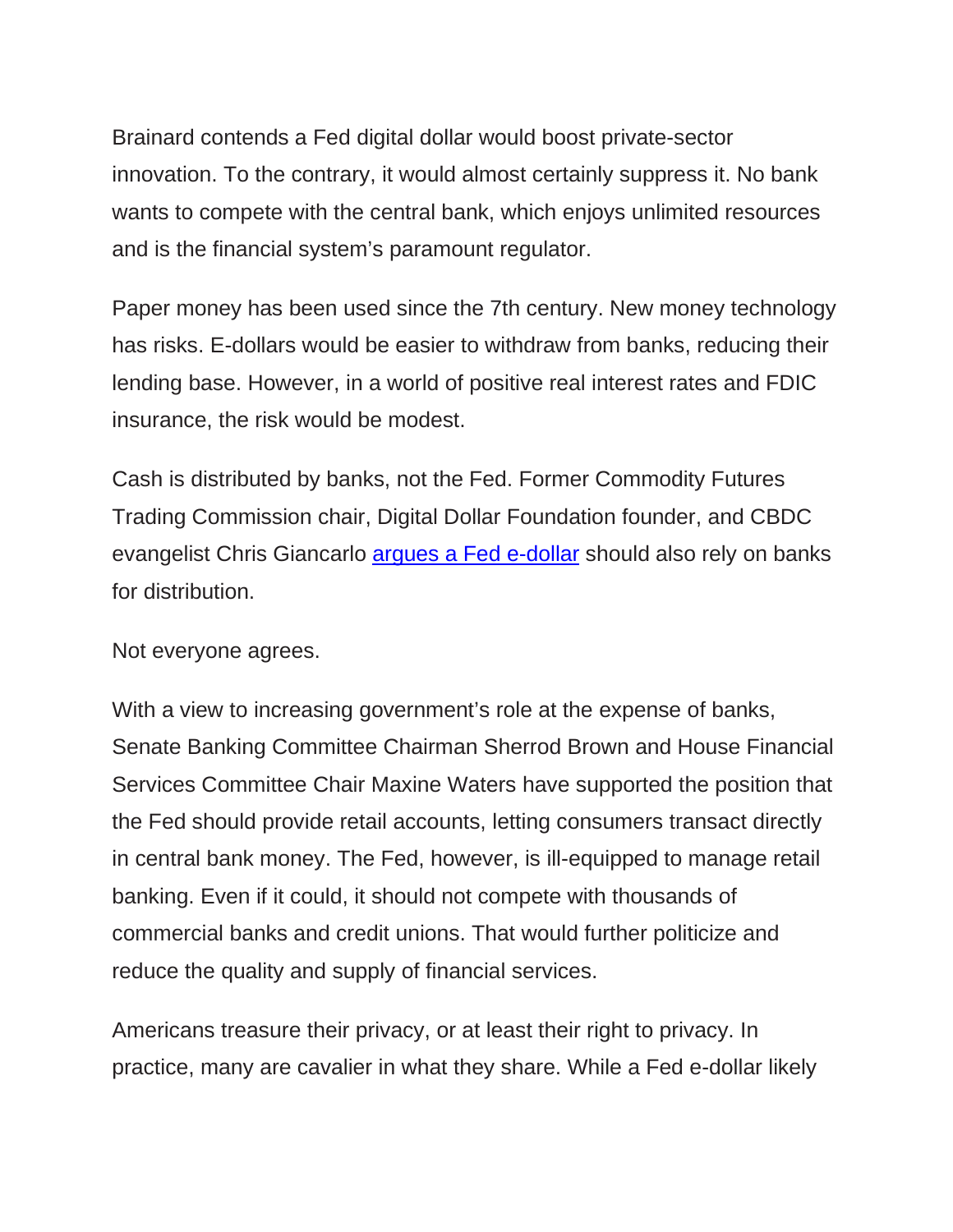Brainard contends a Fed digital dollar would boost private-sector innovation. To the contrary, it would almost certainly suppress it. No bank wants to compete with the central bank, which enjoys unlimited resources and is the financial system's paramount regulator.

Paper money has been used since the 7th century. New money technology has risks. E-dollars would be easier to withdraw from banks, reducing their lending base. However, in a world of positive real interest rates and FDIC insurance, the risk would be modest.

Cash is distributed by banks, not the Fed. Former Commodity Futures Trading Commission chair, Digital Dollar Foundation founder, and CBDC evangelist Chris Giancarlo argues a Fed e-dollar should also rely on banks for distribution.

Not everyone agrees.

With a view to increasing government's role at the expense of banks, Senate Banking Committee Chairman Sherrod Brown and House Financial Services Committee Chair Maxine Waters have supported the position that the Fed should provide retail accounts, letting consumers transact directly in central bank money. The Fed, however, is ill-equipped to manage retail banking. Even if it could, it should not compete with thousands of commercial banks and credit unions. That would further politicize and reduce the quality and supply of financial services.

Americans treasure their privacy, or at least their right to privacy. In practice, many are cavalier in what they share. While a Fed e-dollar likely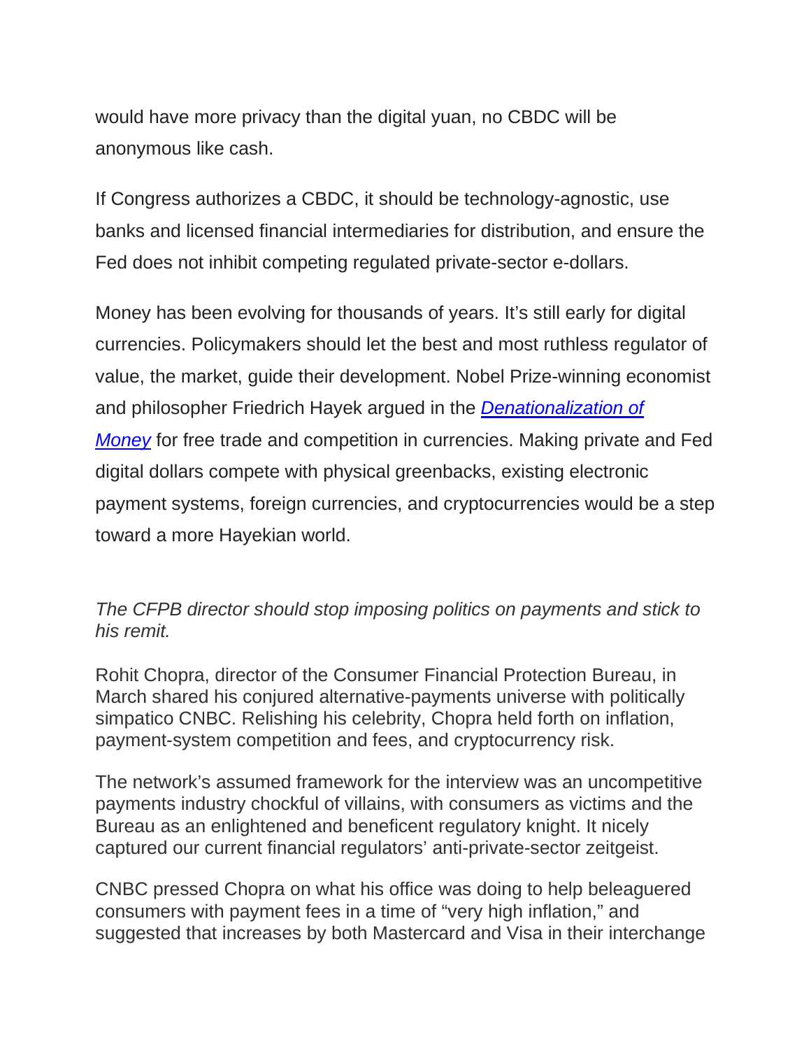would have more privacy than the digital yuan, no CBDC will be anonymous like cash.

If Congress authorizes a CBDC, it should be technology-agnostic, use banks and licensed financial intermediaries for distribution, and ensure the Fed does not inhibit competing regulated private-sector e-dollars.

Money has been evolving for thousands of years. It's still early for digital currencies. Policymakers should let the best and most ruthless regulator of value, the market, guide their development. Nobel Prize-winning economist and philosopher Friedrich Hayek argued in the [*Denationalization of Money*] for free trade and competition in currencies. Making private and Fed digital dollars compete with physical greenbacks, existing electronic payment systems, foreign currencies, and cryptocurrencies would be a step toward a more Hayekian world.

*The CFPB director should stop imposing politics on payments and stick to his remit.*

Rohit Chopra, director of the Consumer Financial Protection Bureau, in March shared his conjured alternative-payments universe with politically simpatico CNBC. Relishing his celebrity, Chopra held forth on inflation, payment-system competition and fees, and cryptocurrency risk.

The network's assumed framework for the interview was an uncompetitive payments industry chockful of villains, with consumers as victims and the Bureau as an enlightened and beneficent regulatory knight. It nicely captured our current financial regulators' anti-private-sector zeitgeist.

CNBC pressed Chopra on what his office was doing to help beleaguered consumers with payment fees in a time of "very high inflation," and suggested that increases by both Mastercard and Visa in their interchange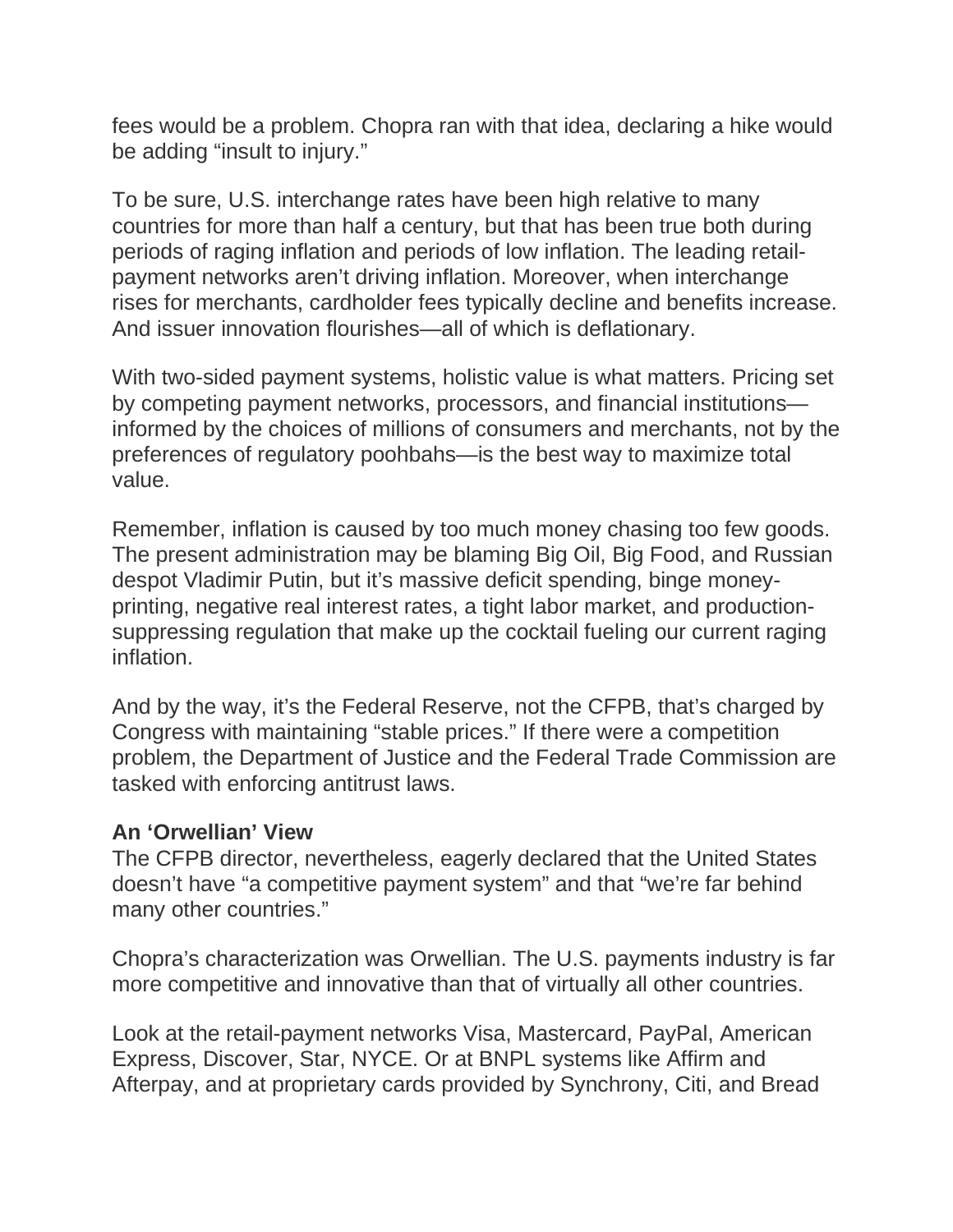fees would be a problem. Chopra ran with that idea, declaring a hike would be adding "insult to injury."

To be sure, U.S. interchange rates have been high relative to many countries for more than half a century, but that has been true both during periods of raging inflation and periods of low inflation. The leading retail-payment networks aren't driving inflation. Moreover, when interchange rises for merchants, cardholder fees typically decline and benefits increase. And issuer innovation flourishes—all of which is deflationary.

With two-sided payment systems, holistic value is what matters. Pricing set by competing payment networks, processors, and financial institutions—informed by the choices of millions of consumers and merchants, not by the preferences of regulatory poohbahs—is the best way to maximize total value.

Remember, inflation is caused by too much money chasing too few goods. The present administration may be blaming Big Oil, Big Food, and Russian despot Vladimir Putin, but it's massive deficit spending, binge money-printing, negative real interest rates, a tight labor market, and production-suppressing regulation that make up the cocktail fueling our current raging inflation.

And by the way, it's the Federal Reserve, not the CFPB, that's charged by Congress with maintaining "stable prices." If there were a competition problem, the Department of Justice and the Federal Trade Commission are tasked with enforcing antitrust laws.

**An 'Orwellian' View**

The CFPB director, nevertheless, eagerly declared that the United States doesn't have "a competitive payment system" and that "we're far behind many other countries."

Chopra's characterization was Orwellian. The U.S. payments industry is far more competitive and innovative than that of virtually all other countries.

Look at the retail-payment networks Visa, Mastercard, PayPal, American Express, Discover, Star, NYCE. Or at BNPL systems like Affirm and Afterpay, and at proprietary cards provided by Synchrony, Citi, and Bread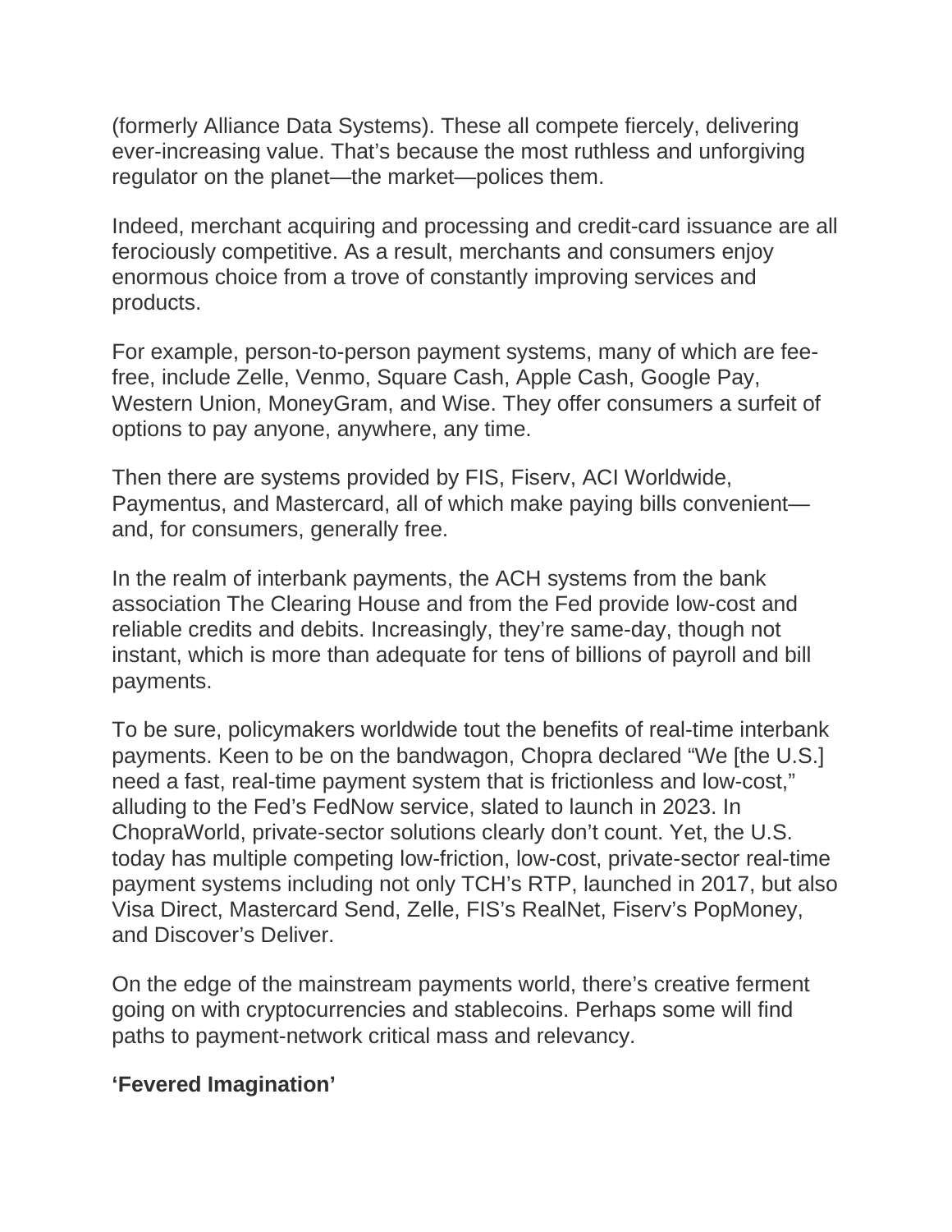(formerly Alliance Data Systems). These all compete fiercely, delivering ever-increasing value. That's because the most ruthless and unforgiving regulator on the planet—the market—polices them.

Indeed, merchant acquiring and processing and credit-card issuance are all ferociously competitive. As a result, merchants and consumers enjoy enormous choice from a trove of constantly improving services and products.

For example, person-to-person payment systems, many of which are fee-free, include Zelle, Venmo, Square Cash, Apple Cash, Google Pay, Western Union, MoneyGram, and Wise. They offer consumers a surfeit of options to pay anyone, anywhere, any time.

Then there are systems provided by FIS, Fiserv, ACI Worldwide, Paymentus, and Mastercard, all of which make paying bills convenient—and, for consumers, generally free.

In the realm of interbank payments, the ACH systems from the bank association The Clearing House and from the Fed provide low-cost and reliable credits and debits. Increasingly, they're same-day, though not instant, which is more than adequate for tens of billions of payroll and bill payments.

To be sure, policymakers worldwide tout the benefits of real-time interbank payments. Keen to be on the bandwagon, Chopra declared "We [the U.S.] need a fast, real-time payment system that is frictionless and low-cost," alluding to the Fed's FedNow service, slated to launch in 2023. In ChopraWorld, private-sector solutions clearly don't count. Yet, the U.S. today has multiple competing low-friction, low-cost, private-sector real-time payment systems including not only TCH's RTP, launched in 2017, but also Visa Direct, Mastercard Send, Zelle, FIS's RealNet, Fiserv's PopMoney, and Discover's Deliver.

On the edge of the mainstream payments world, there's creative ferment going on with cryptocurrencies and stablecoins. Perhaps some will find paths to payment-network critical mass and relevancy.

## 'Fevered Imagination'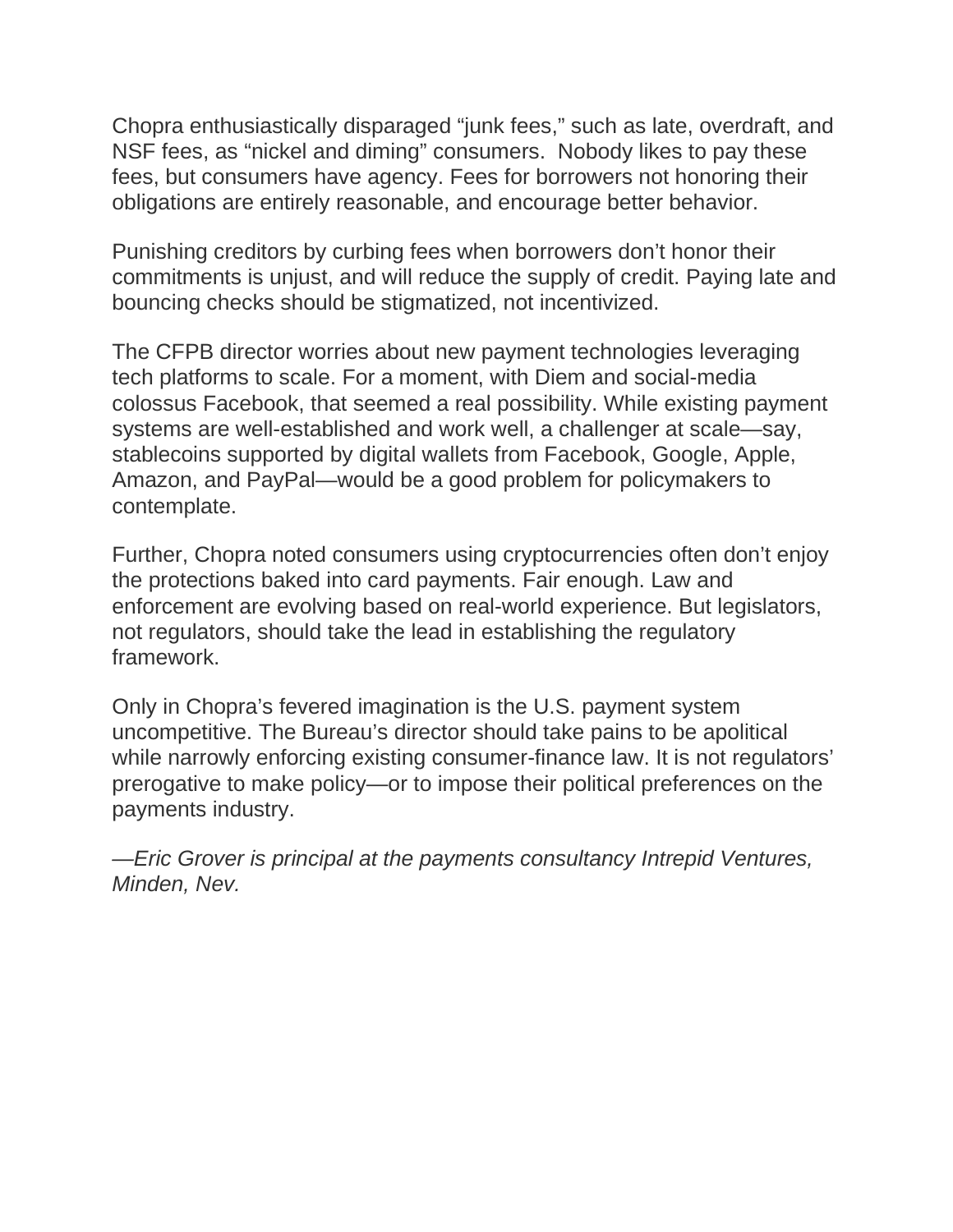Chopra enthusiastically disparaged “junk fees,” such as late, overdraft, and NSF fees, as “nickel and diming” consumers.  Nobody likes to pay these fees, but consumers have agency. Fees for borrowers not honoring their obligations are entirely reasonable, and encourage better behavior.

Punishing creditors by curbing fees when borrowers don’t honor their commitments is unjust, and will reduce the supply of credit. Paying late and bouncing checks should be stigmatized, not incentivized.

The CFPB director worries about new payment technologies leveraging tech platforms to scale. For a moment, with Diem and social-media colossus Facebook, that seemed a real possibility. While existing payment systems are well-established and work well, a challenger at scale—say, stablecoins supported by digital wallets from Facebook, Google, Apple, Amazon, and PayPal—would be a good problem for policymakers to contemplate.

Further, Chopra noted consumers using cryptocurrencies often don’t enjoy the protections baked into card payments. Fair enough. Law and enforcement are evolving based on real-world experience. But legislators, not regulators, should take the lead in establishing the regulatory framework.

Only in Chopra’s fevered imagination is the U.S. payment system uncompetitive. The Bureau’s director should take pains to be apolitical while narrowly enforcing existing consumer-finance law. It is not regulators’ prerogative to make policy—or to impose their political preferences on the payments industry.

*—Eric Grover is principal at the payments consultancy Intrepid Ventures, Minden, Nev.*